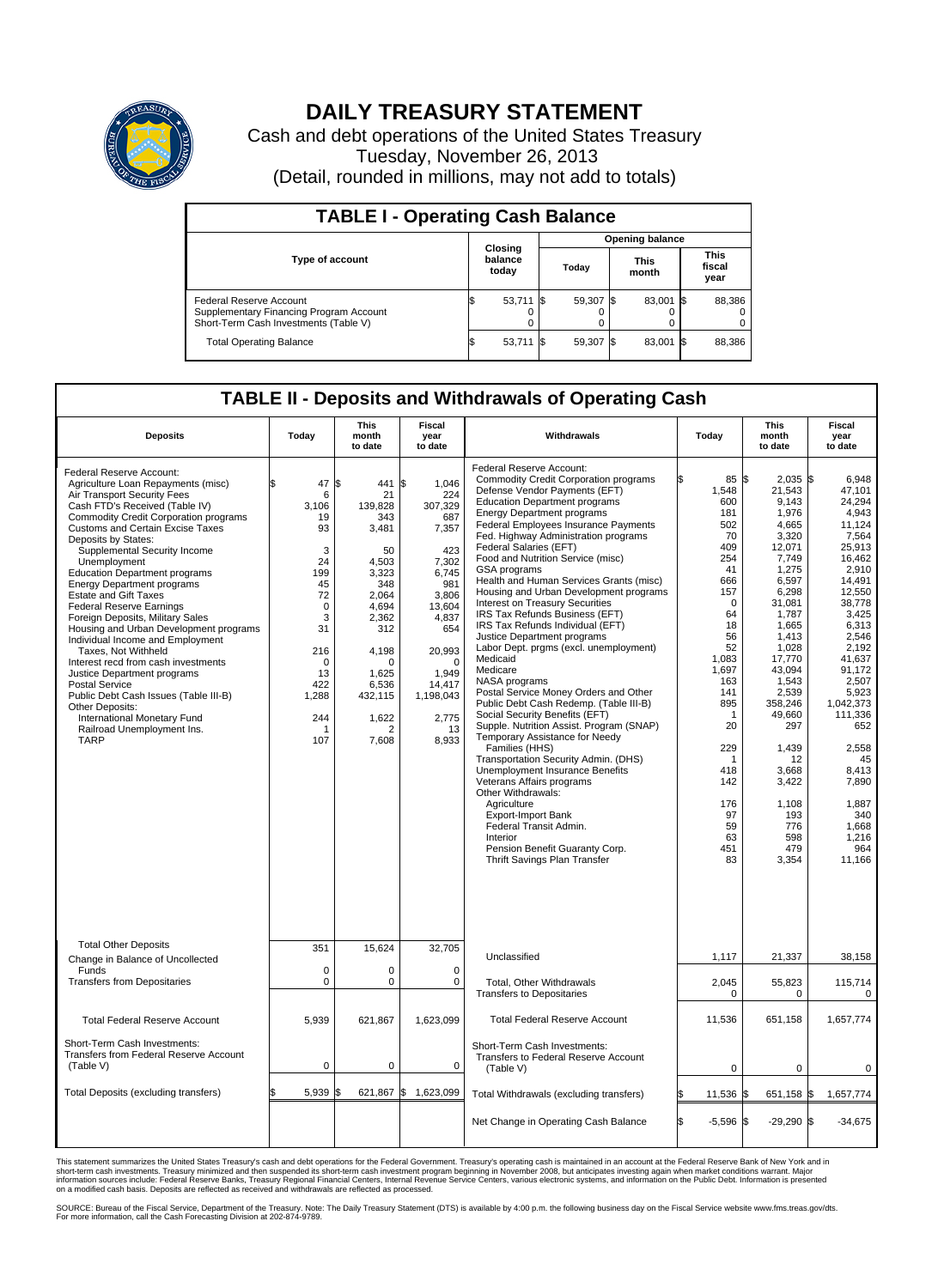# DAILY TREASURY STATEMENT

Cash and debt operations of the United States Treasury
Tuesday, November 26, 2013
(Detail, rounded in millions, may not add to totals)

## TABLE I - Operating Cash Balance

| Type of account | Closing balance today | Opening balance Today | Opening balance This month | Opening balance This fiscal year |
|---|---|---|---|---|
| Federal Reserve Account | $ 53,711 | $ 59,307 | $ 83,001 | $ 88,386 |
| Supplementary Financing Program Account | 0 | 0 | 0 | 0 |
| Short-Term Cash Investments (Table V) | 0 | 0 | 0 | 0 |
| Total Operating Balance | $ 53,711 | $ 59,307 | $ 83,001 | $ 88,386 |

## TABLE II - Deposits and Withdrawals of Operating Cash

| Deposits | Today | This month to date | Fiscal year to date |
|---|---|---|---|
| Federal Reserve Account: | | | |
| Agriculture Loan Repayments (misc) | $ 47 | $ 441 | $ 1,046 |
| Air Transport Security Fees | 6 | 21 | 224 |
| Cash FTD's Received (Table IV) | 3,106 | 139,828 | 307,329 |
| Commodity Credit Corporation programs | 19 | 343 | 687 |
| Customs and Certain Excise Taxes | 93 | 3,481 | 7,357 |
| Deposits by States: | | | |
| Supplemental Security Income | 3 | 50 | 423 |
| Unemployment | 24 | 4,503 | 7,302 |
| Education Department programs | 199 | 3,323 | 6,745 |
| Energy Department programs | 45 | 348 | 981 |
| Estate and Gift Taxes | 72 | 2,064 | 3,806 |
| Federal Reserve Earnings | 0 | 4,694 | 13,604 |
| Foreign Deposits, Military Sales | 3 | 2,362 | 4,837 |
| Housing and Urban Development programs | 31 | 312 | 654 |
| Individual Income and Employment Taxes, Not Withheld | 216 | 4,198 | 20,993 |
| Interest recd from cash investments | 0 | 0 | 0 |
| Justice Department programs | 13 | 1,625 | 1,949 |
| Postal Service | 422 | 6,536 | 14,417 |
| Public Debt Cash Issues (Table III-B) | 1,288 | 432,115 | 1,198,043 |
| Other Deposits: | | | |
| International Monetary Fund | 244 | 1,622 | 2,775 |
| Railroad Unemployment Ins. | 1 | 2 | 13 |
| TARP | 107 | 7,608 | 8,933 |
| Total Other Deposits | 351 | 15,624 | 32,705 |
| Change in Balance of Uncollected Funds | 0 | 0 | 0 |
| Transfers from Depositaries | 0 | 0 | 0 |
| Total Federal Reserve Account | 5,939 | 621,867 | 1,623,099 |
| Short-Term Cash Investments: Transfers from Federal Reserve Account (Table V) | 0 | 0 | 0 |
| Total Deposits (excluding transfers) | $ 5,939 | $ 621,867 | $ 1,623,099 |

| Withdrawals | Today | This month to date | Fiscal year to date |
|---|---|---|---|
| Federal Reserve Account: | | | |
| Commodity Credit Corporation programs | $ 85 | $ 2,035 | $ 6,948 |
| Defense Vendor Payments (EFT) | 1,548 | 21,543 | 47,101 |
| Education Department programs | 600 | 9,143 | 24,294 |
| Energy Department programs | 181 | 1,976 | 4,943 |
| Federal Employees Insurance Payments | 502 | 4,665 | 11,124 |
| Fed. Highway Administration programs | 70 | 3,320 | 7,564 |
| Federal Salaries (EFT) | 409 | 12,071 | 25,913 |
| Food and Nutrition Service (misc) | 254 | 7,749 | 16,462 |
| GSA programs | 41 | 1,275 | 2,910 |
| Health and Human Services Grants (misc) | 666 | 6,597 | 14,491 |
| Housing and Urban Development programs | 157 | 6,298 | 12,550 |
| Interest on Treasury Securities | 0 | 31,081 | 38,778 |
| IRS Tax Refunds Business (EFT) | 64 | 1,787 | 3,425 |
| IRS Tax Refunds Individual (EFT) | 18 | 1,665 | 6,313 |
| Justice Department programs | 56 | 1,413 | 2,546 |
| Labor Dept. prgms (excl. unemployment) | 52 | 1,028 | 2,192 |
| Medicaid | 1,083 | 17,770 | 41,637 |
| Medicare | 1,697 | 43,094 | 91,172 |
| NASA programs | 163 | 1,543 | 2,507 |
| Postal Service Money Orders and Other | 141 | 2,539 | 5,923 |
| Public Debt Cash Redemp. (Table III-B) | 895 | 358,246 | 1,042,373 |
| Social Security Benefits (EFT) | 1 | 49,660 | 111,336 |
| Supple. Nutrition Assist. Program (SNAP) | 20 | 297 | 652 |
| Temporary Assistance for Needy Families (HHS) | 229 | 1,439 | 2,558 |
| Transportation Security Admin. (DHS) | 1 | 12 | 45 |
| Unemployment Insurance Benefits | 418 | 3,668 | 8,413 |
| Veterans Affairs programs | 142 | 3,422 | 7,890 |
| Other Withdrawals: | | | |
| Agriculture | 176 | 1,108 | 1,887 |
| Export-Import Bank | 97 | 193 | 340 |
| Federal Transit Admin. | 59 | 776 | 1,668 |
| Interior | 63 | 598 | 1,216 |
| Pension Benefit Guaranty Corp. | 451 | 479 | 964 |
| Thrift Savings Plan Transfer | 83 | 3,354 | 11,166 |
| Unclassified | 1,117 | 21,337 | 38,158 |
| Total, Other Withdrawals | 2,045 | 55,823 | 115,714 |
| Transfers to Depositaries | 0 | 0 | 0 |
| Total Federal Reserve Account | 11,536 | 651,158 | 1,657,774 |
| Short-Term Cash Investments: Transfers to Federal Reserve Account (Table V) | 0 | 0 | 0 |
| Total Withdrawals (excluding transfers) | $ 11,536 | $ 651,158 | $ 1,657,774 |
| Net Change in Operating Cash Balance | $ -5,596 | $ -29,290 | $ -34,675 |

This statement summarizes the United States Treasury's cash and debt operations for the Federal Government. Treasury's operating cash is maintained in an account at the Federal Reserve Bank of New York and in short-term cash investments. Treasury minimized and then suspended its short-term cash investment program beginning in November 2008, but anticipates investing again when market conditions warrant. Major information sources include: Federal Reserve Banks, Treasury Regional Financial Centers, Internal Revenue Service Centers, various electronic systems, and information on the Public Debt. Information is presented on a modified cash basis. Deposits are reflected as received and withdrawals are reflected as processed.

SOURCE: Bureau of the Fiscal Service, Department of the Treasury. Note: The Daily Treasury Statement (DTS) is available by 4:00 p.m. the following business day on the Fiscal Service website www.fms.treas.gov/dts. For more information, call the Cash Forecasting Division at 202-874-9789.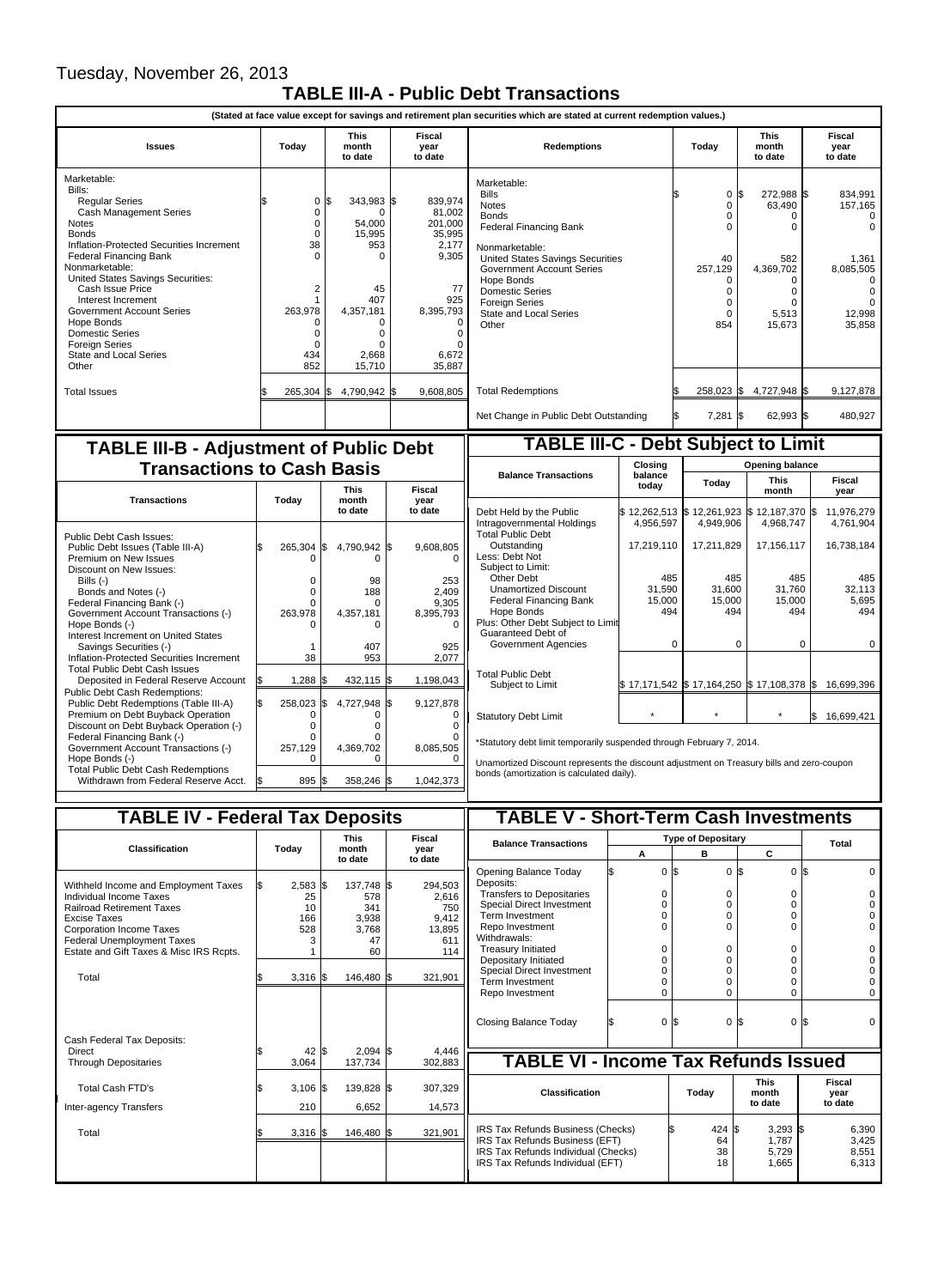Tuesday, November 26, 2013

# TABLE III-A - Public Debt Transactions

(Stated at face value except for savings and retirement plan securities which are stated at current redemption values.)

| Issues | Today | This month to date | Fiscal year to date |
|---|---|---|---|
| Marketable: | | | |
| Bills: | | | |
| Regular Series | $ 0 | $ 343,983 | $ 839,974 |
| Cash Management Series | 0 | 0 | 81,002 |
| Notes | 0 | 54,000 | 201,000 |
| Bonds | 0 | 15,995 | 35,995 |
| Inflation-Protected Securities Increment | 38 | 953 | 2,177 |
| Federal Financing Bank | 0 | 0 | 9,305 |
| Nonmarketable: | | | |
| United States Savings Securities: | | | |
| Cash Issue Price | 2 | 45 | 77 |
| Interest Increment | 1 | 407 | 925 |
| Government Account Series | 263,978 | 4,357,181 | 8,395,793 |
| Hope Bonds | 0 | 0 | 0 |
| Domestic Series | 0 | 0 | 0 |
| Foreign Series | 0 | 0 | 0 |
| State and Local Series | 434 | 2,668 | 6,672 |
| Other | 852 | 15,710 | 35,887 |
| Total Issues | $ 265,304 | $ 4,790,942 | $ 9,608,805 |

| Redemptions | Today | This month to date | Fiscal year to date |
|---|---|---|---|
| Marketable: | | | |
| Bills | $ 0 | $ 272,988 | $ 834,991 |
| Notes | 0 | 63,490 | 157,165 |
| Bonds | 0 | 0 | 0 |
| Federal Financing Bank | 0 | 0 | 0 |
| Nonmarketable: | | | |
| United States Savings Securities | 40 | 582 | 1,361 |
| Government Account Series | 257,129 | 4,369,702 | 8,085,505 |
| Hope Bonds | 0 | 0 | 0 |
| Domestic Series | 0 | 0 | 0 |
| Foreign Series | 0 | 0 | 0 |
| State and Local Series | 0 | 5,513 | 12,998 |
| Other | 854 | 15,673 | 35,858 |
| Total Redemptions | $ 258,023 | $ 4,727,948 | $ 9,127,878 |
| Net Change in Public Debt Outstanding | $ 7,281 | $ 62,993 | $ 480,927 |

# TABLE III-B - Adjustment of Public Debt Transactions to Cash Basis

| Transactions | Today | This month to date | Fiscal year to date |
|---|---|---|---|
| Public Debt Cash Issues: | | | |
| Public Debt Issues (Table III-A) | $ 265,304 | $ 4,790,942 | $ 9,608,805 |
| Premium on New Issues | 0 | 0 | 0 |
| Discount on New Issues: | | | |
| Bills (-) | 0 | 98 | 253 |
| Bonds and Notes (-) | 0 | 188 | 2,409 |
| Federal Financing Bank (-) | 0 | 0 | 9,305 |
| Government Account Transactions (-) | 263,978 | 4,357,181 | 8,395,793 |
| Hope Bonds (-) | 0 | 0 | 0 |
| Interest Increment on United States Savings Securities (-) | 1 | 407 | 925 |
| Inflation-Protected Securities Increment | 38 | 953 | 2,077 |
| Total Public Debt Cash Issues Deposited in Federal Reserve Account | $ 1,288 | $ 432,115 | $ 1,198,043 |
| Public Debt Cash Redemptions: | | | |
| Public Debt Redemptions (Table III-A) | $ 258,023 | $ 4,727,948 | $ 9,127,878 |
| Premium on Debt Buyback Operation | 0 | 0 | 0 |
| Discount on Debt Buyback Operation (-) | 0 | 0 | 0 |
| Federal Financing Bank (-) | 0 | 0 | 0 |
| Government Account Transactions (-) | 257,129 | 4,369,702 | 8,085,505 |
| Hope Bonds (-) | 0 | 0 | 0 |
| Total Public Debt Cash Redemptions Withdrawn from Federal Reserve Acct. | $ 895 | $ 358,246 | $ 1,042,373 |

# TABLE III-C - Debt Subject to Limit

| Balance Transactions | Closing balance today | Opening balance Today | Opening balance This month | Opening balance Fiscal year |
|---|---|---|---|---|
| Debt Held by the Public | $ 12,262,513 | $ 12,261,923 | $ 12,187,370 | $ 11,976,279 |
| Intragovernmental Holdings | 4,956,597 | 4,949,906 | 4,968,747 | 4,761,904 |
| Total Public Debt Outstanding | 17,219,110 | 17,211,829 | 17,156,117 | 16,738,184 |
| Less: Debt Not Subject to Limit: | | | | |
| Other Debt | 485 | 485 | 485 | 485 |
| Unamortized Discount | 31,590 | 31,600 | 31,760 | 32,113 |
| Federal Financing Bank | 15,000 | 15,000 | 15,000 | 5,695 |
| Hope Bonds | 494 | 494 | 494 | 494 |
| Plus: Other Debt Subject to Limit | | | | |
| Guaranteed Debt of Government Agencies | 0 | 0 | 0 | 0 |
| Total Public Debt Subject to Limit | $ 17,171,542 | $ 17,164,250 | $ 17,108,378 | $ 16,699,396 |
| Statutory Debt Limit | * | * | * | $ 16,699,421 |

*Statutory debt limit temporarily suspended through February 7, 2014.

Unamortized Discount represents the discount adjustment on Treasury bills and zero-coupon bonds (amortization is calculated daily).

# TABLE IV - Federal Tax Deposits

| Classification | Today | This month to date | Fiscal year to date |
|---|---|---|---|
| Withheld Income and Employment Taxes | $ 2,583 | $ 137,748 | $ 294,503 |
| Individual Income Taxes | 25 | 578 | 2,616 |
| Railroad Retirement Taxes | 10 | 341 | 750 |
| Excise Taxes | 166 | 3,938 | 9,412 |
| Corporation Income Taxes | 528 | 3,768 | 13,895 |
| Federal Unemployment Taxes | 3 | 47 | 611 |
| Estate and Gift Taxes & Misc IRS Rcpts. | 1 | 60 | 114 |
| Total | $ 3,316 | $ 146,480 | $ 321,901 |
| Cash Federal Tax Deposits: | | | |
| Direct | $ 42 | $ 2,094 | $ 4,446 |
| Through Depositaries | 3,064 | 137,734 | 302,883 |
| Total Cash FTD's | $ 3,106 | $ 139,828 | $ 307,329 |
| Inter-agency Transfers | 210 | 6,652 | 14,573 |
| Total | $ 3,316 | $ 146,480 | $ 321,901 |

# TABLE V - Short-Term Cash Investments

| Balance Transactions | Type of Depositary A | B | C | Total |
|---|---|---|---|---|
| Opening Balance Today | $ 0 | $ 0 | $ 0 | $ 0 |
| Deposits: | | | | |
| Transfers to Depositaries | 0 | 0 | 0 | 0 |
| Special Direct Investment | 0 | 0 | 0 | 0 |
| Term Investment | 0 | 0 | 0 | 0 |
| Repo Investment | 0 | 0 | 0 | 0 |
| Withdrawals: | | | | |
| Treasury Initiated | 0 | 0 | 0 | 0 |
| Depositary Initiated | 0 | 0 | 0 | 0 |
| Special Direct Investment | 0 | 0 | 0 | 0 |
| Term Investment | 0 | 0 | 0 | 0 |
| Repo Investment | 0 | 0 | 0 | 0 |
| Closing Balance Today | $ 0 | $ 0 | $ 0 | $ 0 |

# TABLE VI - Income Tax Refunds Issued

| Classification | Today | This month to date | Fiscal year to date |
|---|---|---|---|
| IRS Tax Refunds Business (Checks) | $ 424 | $ 3,293 | $ 6,390 |
| IRS Tax Refunds Business (EFT) | 64 | 1,787 | 3,425 |
| IRS Tax Refunds Individual (Checks) | 38 | 5,729 | 8,551 |
| IRS Tax Refunds Individual (EFT) | 18 | 1,665 | 6,313 |